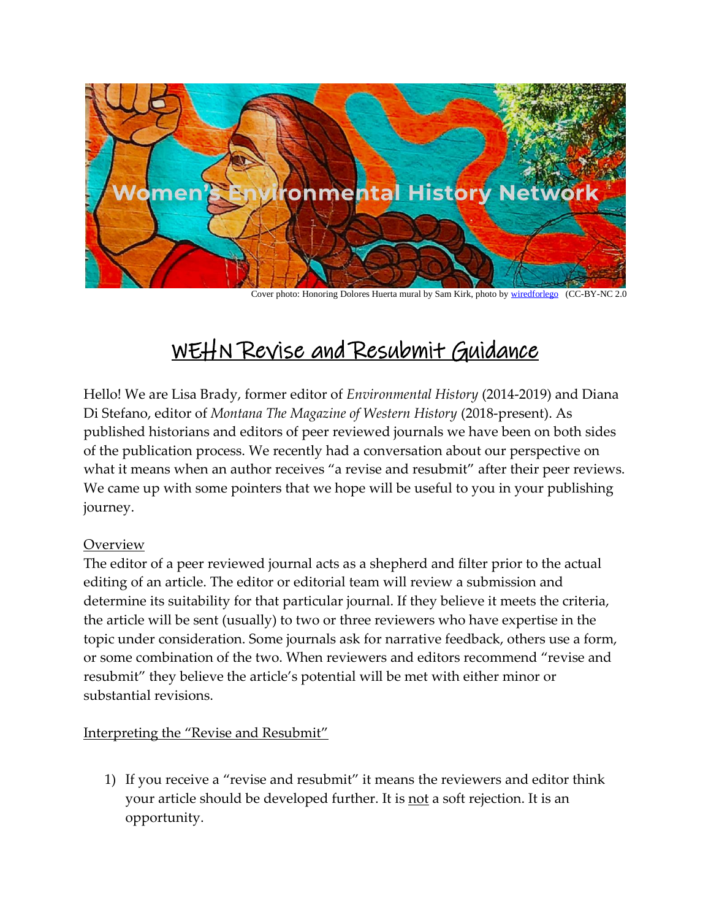Women's Environmental History Network

Cover photo: Honoring Dolores Huerta mural by Sam Kirk, photo by wiredforlego (CC-BY-NC 2.0

# WEHN Revise and Resubmit Guidance

Hello! We are Lisa Brady, former editor of *Environmental History* (2014-2019) and Diana Di Stefano, editor of *Montana The Magazine of Western History* (2018-present). As published historians and editors of peer reviewed journals we have been on both sides of the publication process. We recently had a conversation about our perspective on what it means when an author receives "a revise and resubmit" after their peer reviews. We came up with some pointers that we hope will be useful to you in your publishing journey.

## Overview

The editor of a peer reviewed journal acts as a shepherd and filter prior to the actual editing of an article. The editor or editorial team will review a submission and determine its suitability for that particular journal. If they believe it meets the criteria, the article will be sent (usually) to two or three reviewers who have expertise in the topic under consideration. Some journals ask for narrative feedback, others use a form, or some combination of the two. When reviewers and editors recommend "revise and resubmit" they believe the article's potential will be met with either minor or substantial revisions.

## Interpreting the "Revise and Resubmit"

1) If you receive a "revise and resubmit" it means the reviewers and editor think your article should be developed further. It is not a soft rejection. It is an opportunity.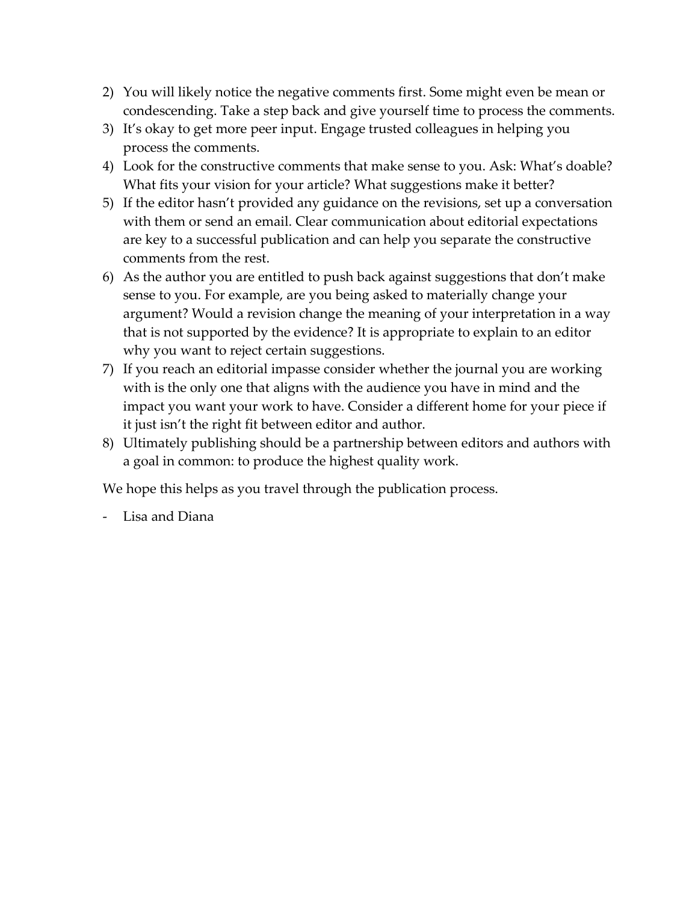2) You will likely notice the negative comments first. Some might even be mean or condescending. Take a step back and give yourself time to process the comments.
3) It's okay to get more peer input. Engage trusted colleagues in helping you process the comments.
4) Look for the constructive comments that make sense to you. Ask: What's doable? What fits your vision for your article? What suggestions make it better?
5) If the editor hasn't provided any guidance on the revisions, set up a conversation with them or send an email. Clear communication about editorial expectations are key to a successful publication and can help you separate the constructive comments from the rest.
6) As the author you are entitled to push back against suggestions that don't make sense to you. For example, are you being asked to materially change your argument? Would a revision change the meaning of your interpretation in a way that is not supported by the evidence? It is appropriate to explain to an editor why you want to reject certain suggestions.
7) If you reach an editorial impasse consider whether the journal you are working with is the only one that aligns with the audience you have in mind and the impact you want your work to have. Consider a different home for your piece if it just isn't the right fit between editor and author.
8) Ultimately publishing should be a partnership between editors and authors with a goal in common: to produce the highest quality work.

We hope this helps as you travel through the publication process.

- Lisa and Diana